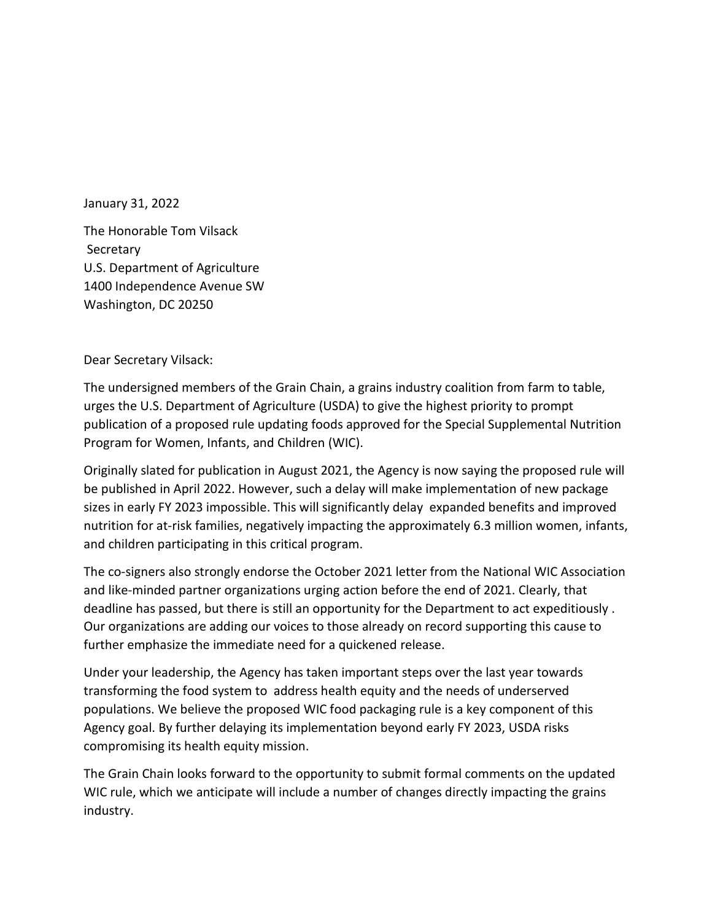January 31, 2022

The Honorable Tom Vilsack
Secretary
U.S. Department of Agriculture
1400 Independence Avenue SW
Washington, DC 20250

Dear Secretary Vilsack:

The undersigned members of the Grain Chain, a grains industry coalition from farm to table, urges the U.S. Department of Agriculture (USDA) to give the highest priority to prompt publication of a proposed rule updating foods approved for the Special Supplemental Nutrition Program for Women, Infants, and Children (WIC).

Originally slated for publication in August 2021, the Agency is now saying the proposed rule will be published in April 2022. However, such a delay will make implementation of new package sizes in early FY 2023 impossible. This will significantly delay expanded benefits and improved nutrition for at-risk families, negatively impacting the approximately 6.3 million women, infants, and children participating in this critical program.

The co-signers also strongly endorse the October 2021 letter from the National WIC Association and like-minded partner organizations urging action before the end of 2021. Clearly, that deadline has passed, but there is still an opportunity for the Department to act expeditiously . Our organizations are adding our voices to those already on record supporting this cause to further emphasize the immediate need for a quickened release.

Under your leadership, the Agency has taken important steps over the last year towards transforming the food system to address health equity and the needs of underserved populations. We believe the proposed WIC food packaging rule is a key component of this Agency goal. By further delaying its implementation beyond early FY 2023, USDA risks compromising its health equity mission.

The Grain Chain looks forward to the opportunity to submit formal comments on the updated WIC rule, which we anticipate will include a number of changes directly impacting the grains industry.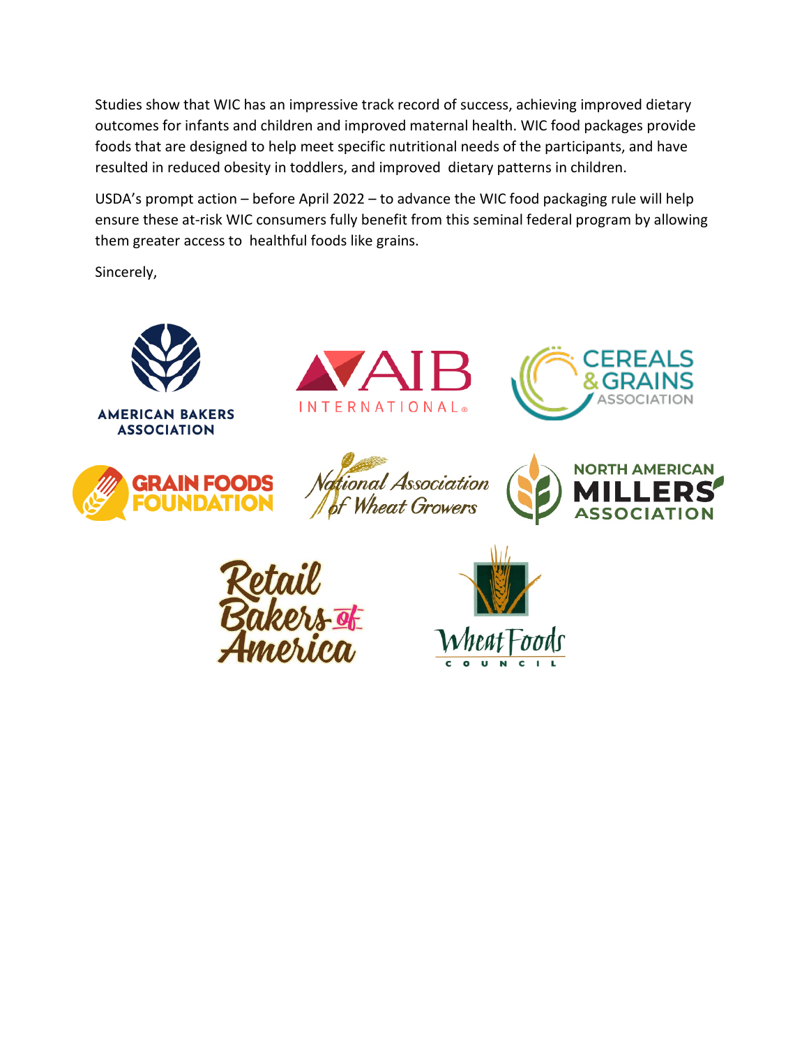Studies show that WIC has an impressive track record of success, achieving improved dietary outcomes for infants and children and improved maternal health. WIC food packages provide foods that are designed to help meet specific nutritional needs of the participants, and have resulted in reduced obesity in toddlers, and improved dietary patterns in children.

USDA's prompt action – before April 2022 – to advance the WIC food packaging rule will help ensure these at-risk WIC consumers fully benefit from this seminal federal program by allowing them greater access to healthful foods like grains.

Sincerely,

AMERICAN BAKERS ASSOCIATION

AIB INTERNATIONAL

CEREALS & GRAINS ASSOCIATION

GRAIN FOODS FOUNDATION

National Association of Wheat Growers

NORTH AMERICAN MILLERS' ASSOCIATION

Retail Bakers of America

Wheat Foods Council